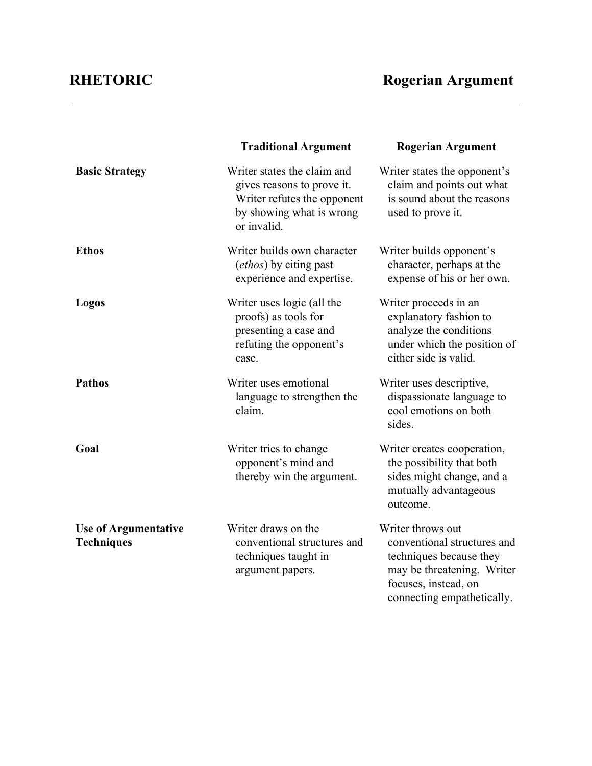# RHETORIC

## Rogerian Argument

| | Traditional Argument | Rogerian Argument |
|---|---|---|
| **Basic Strategy** | Writer states the claim and gives reasons to prove it. Writer refutes the opponent by showing what is wrong or invalid. | Writer states the opponent's claim and points out what is sound about the reasons used to prove it. |
| **Ethos** | Writer builds own character (*ethos*) by citing past experience and expertise. | Writer builds opponent's character, perhaps at the expense of his or her own. |
| **Logos** | Writer uses logic (all the proofs) as tools for presenting a case and refuting the opponent's case. | Writer proceeds in an explanatory fashion to analyze the conditions under which the position of either side is valid. |
| **Pathos** | Writer uses emotional language to strengthen the claim. | Writer uses descriptive, dispassionate language to cool emotions on both sides. |
| **Goal** | Writer tries to change opponent's mind and thereby win the argument. | Writer creates cooperation, the possibility that both sides might change, and a mutually advantageous outcome. |
| **Use of Argumentative Techniques** | Writer draws on the conventional structures and techniques taught in argument papers. | Writer throws out conventional structures and techniques because they may be threatening. Writer focuses, instead, on connecting empathetically. |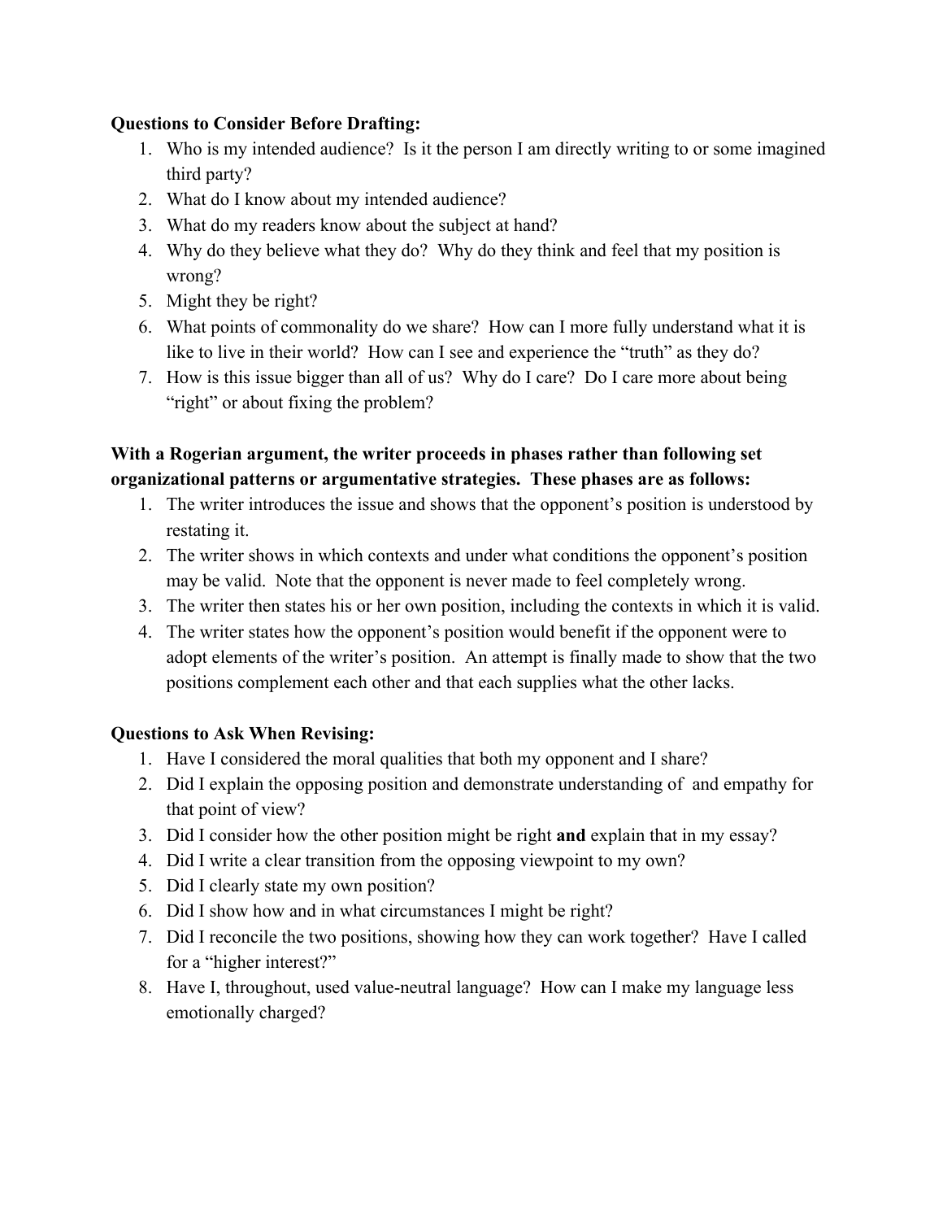**Questions to Consider Before Drafting:**

1. Who is my intended audience? Is it the person I am directly writing to or some imagined third party?
2. What do I know about my intended audience?
3. What do my readers know about the subject at hand?
4. Why do they believe what they do? Why do they think and feel that my position is wrong?
5. Might they be right?
6. What points of commonality do we share? How can I more fully understand what it is like to live in their world? How can I see and experience the "truth" as they do?
7. How is this issue bigger than all of us? Why do I care? Do I care more about being "right" or about fixing the problem?

**With a Rogerian argument, the writer proceeds in phases rather than following set organizational patterns or argumentative strategies. These phases are as follows:**

1. The writer introduces the issue and shows that the opponent's position is understood by restating it.
2. The writer shows in which contexts and under what conditions the opponent's position may be valid. Note that the opponent is never made to feel completely wrong.
3. The writer then states his or her own position, including the contexts in which it is valid.
4. The writer states how the opponent's position would benefit if the opponent were to adopt elements of the writer's position. An attempt is finally made to show that the two positions complement each other and that each supplies what the other lacks.

**Questions to Ask When Revising:**

1. Have I considered the moral qualities that both my opponent and I share?
2. Did I explain the opposing position and demonstrate understanding of and empathy for that point of view?
3. Did I consider how the other position might be right **and** explain that in my essay?
4. Did I write a clear transition from the opposing viewpoint to my own?
5. Did I clearly state my own position?
6. Did I show how and in what circumstances I might be right?
7. Did I reconcile the two positions, showing how they can work together? Have I called for a "higher interest?"
8. Have I, throughout, used value-neutral language? How can I make my language less emotionally charged?